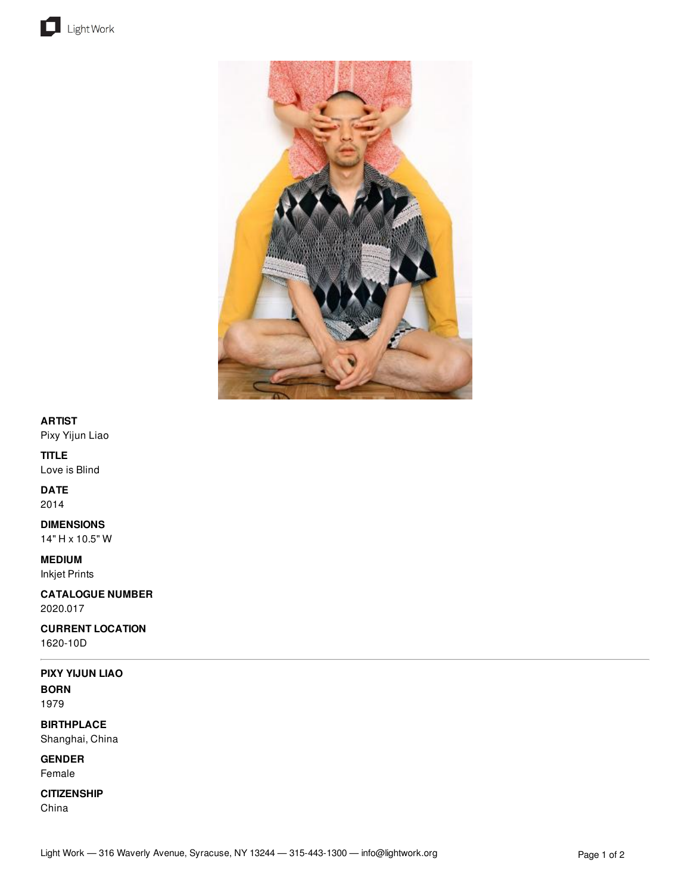**ARTIST**
Pixy Yijun Liao

**TITLE**
Love is Blind

**DATE**
2014

**DIMENSIONS**
14" H x 10.5" W

**MEDIUM**
Inkjet Prints

**CATALOGUE NUMBER**
2020.017

**CURRENT LOCATION**
1620-10D

---

**PIXY YIJUN LIAO**

**BORN**
1979

**BIRTHPLACE**
Shanghai, China

**GENDER**
Female

**CITIZENSHIP**
China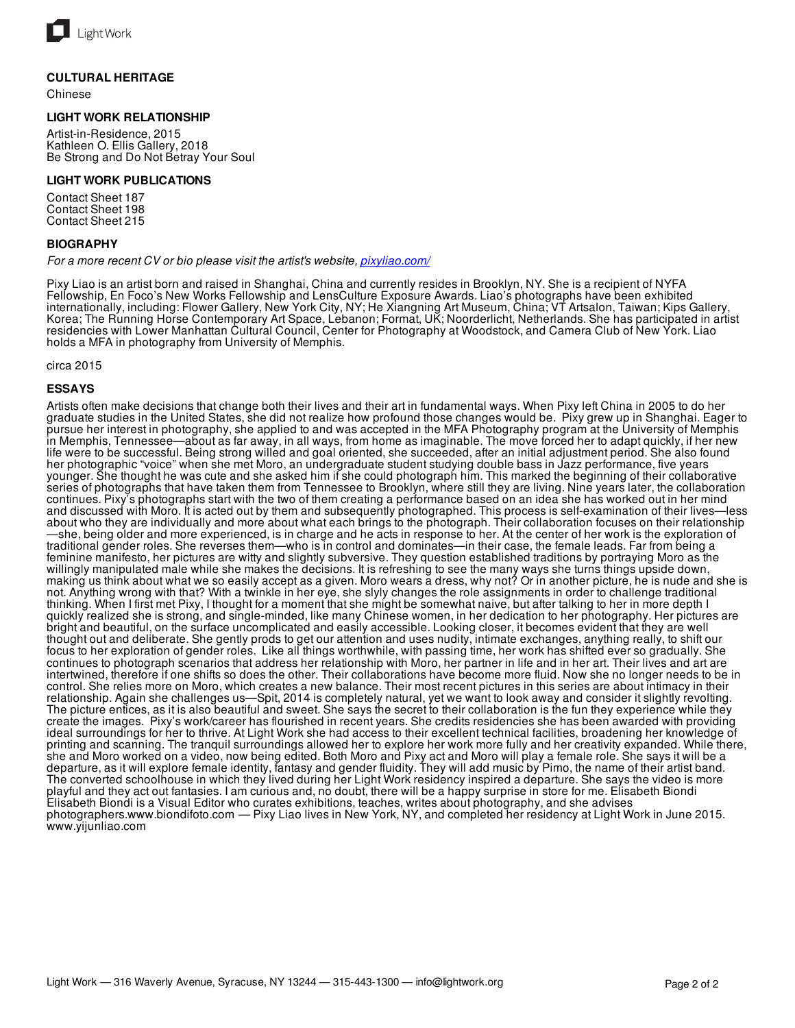### CULTURAL HERITAGE

Chinese

### LIGHT WORK RELATIONSHIP

Artist-in-Residence, 2015
Kathleen O. Ellis Gallery, 2018
Be Strong and Do Not Betray Your Soul

### LIGHT WORK PUBLICATIONS

Contact Sheet 187
Contact Sheet 198
Contact Sheet 215

### BIOGRAPHY

*For a more recent CV or bio please visit the artist's website, [pixyliao.com/](pixyliao.com/)*

Pixy Liao is an artist born and raised in Shanghai, China and currently resides in Brooklyn, NY. She is a recipient of NYFA Fellowship, En Foco's New Works Fellowship and LensCulture Exposure Awards. Liao's photographs have been exhibited internationally, including: Flower Gallery, New York City, NY; He Xiangning Art Museum, China; VT Artsalon, Taiwan; Kips Gallery, Korea; The Running Horse Contemporary Art Space, Lebanon; Format, UK; Noorderlicht, Netherlands. She has participated in artist residencies with Lower Manhattan Cultural Council, Center for Photography at Woodstock, and Camera Club of New York. Liao holds a MFA in photography from University of Memphis.

circa 2015

### ESSAYS

Artists often make decisions that change both their lives and their art in fundamental ways. When Pixy left China in 2005 to do her graduate studies in the United States, she did not realize how profound those changes would be. Pixy grew up in Shanghai. Eager to pursue her interest in photography, she applied to and was accepted in the MFA Photography program at the University of Memphis in Memphis, Tennessee—about as far away, in all ways, from home as imaginable. The move forced her to adapt quickly, if her new life were to be successful. Being strong willed and goal oriented, she succeeded, after an initial adjustment period. She also found her photographic "voice" when she met Moro, an undergraduate student studying double bass in Jazz performance, five years younger. She thought he was cute and she asked him if she could photograph him. This marked the beginning of their collaborative series of photographs that have taken them from Tennessee to Brooklyn, where still they are living. Nine years later, the collaboration continues. Pixy's photographs start with the two of them creating a performance based on an idea she has worked out in her mind and discussed with Moro. It is acted out by them and subsequently photographed. This process is self-examination of their lives—less about who they are individually and more about what each brings to the photograph. Their collaboration focuses on their relationship—she, being older and more experienced, is in charge and he acts in response to her. At the center of her work is the exploration of traditional gender roles. She reverses them—who is in control and dominates—in their case, the female leads. Far from being a feminine manifesto, her pictures are witty and slightly subversive. They question established traditions by portraying Moro as the willingly manipulated male while she makes the decisions. It is refreshing to see the many ways she turns things upside down, making us think about what we so easily accept as a given. Moro wears a dress, why not? Or in another picture, he is nude and she is not. Anything wrong with that? With a twinkle in her eye, she slyly changes the role assignments in order to challenge traditional thinking. When I first met Pixy, I thought for a moment that she might be somewhat naive, but after talking to her in more depth I quickly realized she is strong, and single-minded, like many Chinese women, in her dedication to her photography. Her pictures are bright and beautiful, on the surface uncomplicated and easily accessible. Looking closer, it becomes evident that they are well thought out and deliberate. She gently prods to get our attention and uses nudity, intimate exchanges, anything really, to shift our focus to her exploration of gender roles. Like all things worthwhile, with passing time, her work has shifted ever so gradually. She continues to photograph scenarios that address her relationship with Moro, her partner in life and in her art. Their lives and art are intertwined, therefore if one shifts so does the other. Their collaborations have become more fluid. Now she no longer needs to be in control. She relies more on Moro, which creates a new balance. Their most recent pictures in this series are about intimacy in their relationship. Again she challenges us—Spit, 2014 is completely natural, yet we want to look away and consider it slightly revolting. The picture entices, as it is also beautiful and sweet. She says the secret to their collaboration is the fun they experience while they create the images. Pixy's work/career has flourished in recent years. She credits residencies she has been awarded with providing ideal surroundings for her to thrive. At Light Work she had access to their excellent technical facilities, broadening her knowledge of printing and scanning. The tranquil surroundings allowed her to explore her work more fully and her creativity expanded. While there, she and Moro worked on a video, now being edited. Both Moro and Pixy act and Moro will play a female role. She says it will be a departure, as it will explore female identity, fantasy and gender fluidity. They will add music by Pimo, the name of their artist band. The converted schoolhouse in which they lived during her Light Work residency inspired a departure. She says the video is more playful and they act out fantasies. I am curious and, no doubt, there will be a happy surprise in store for me. Elisabeth Biondi Elisabeth Biondi is a Visual Editor who curates exhibitions, teaches, writes about photography, and she advises photographers.www.biondifoto.com — Pixy Liao lives in New York, NY, and completed her residency at Light Work in June 2015. www.yijunliao.com